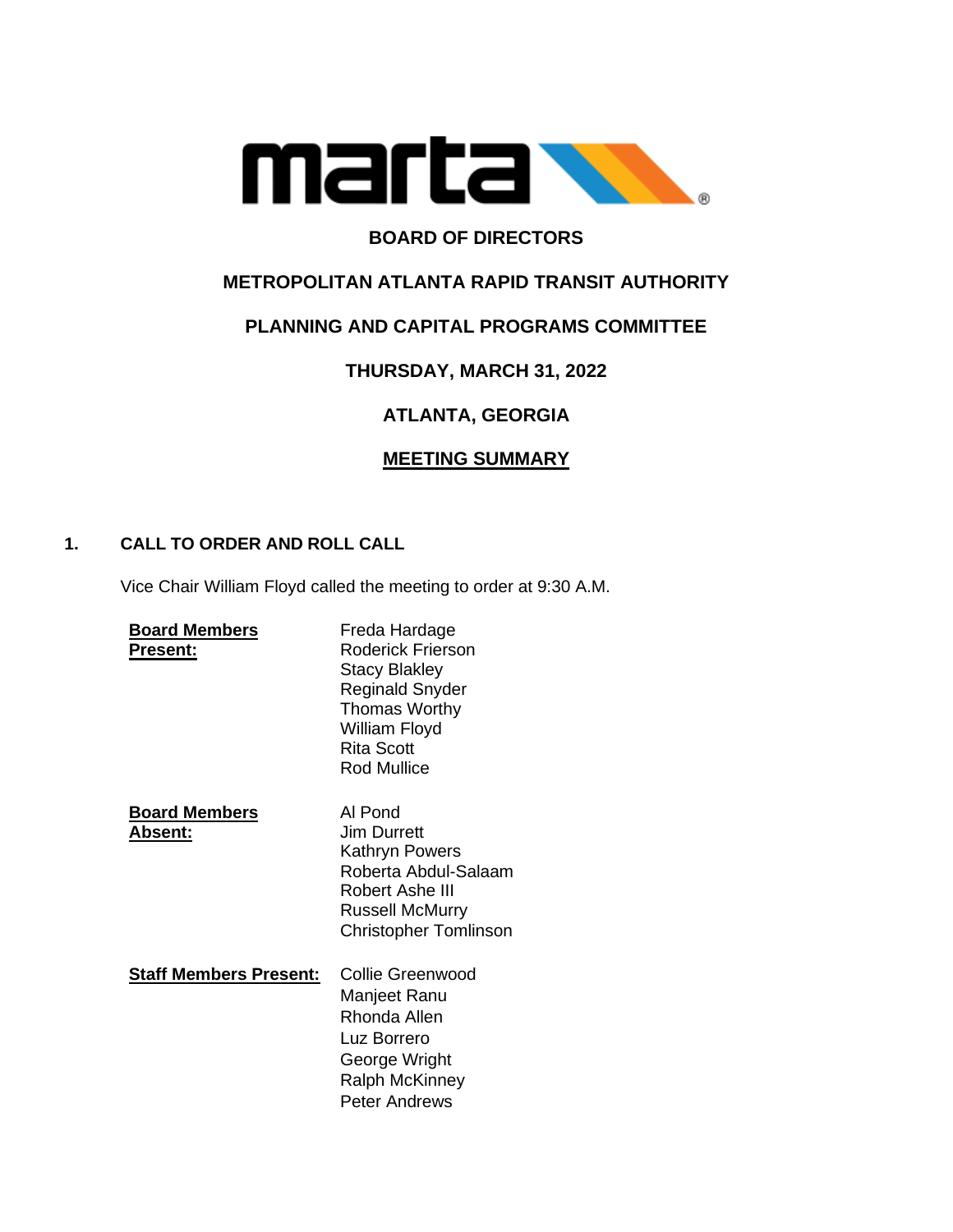# BOARD OF DIRECTORS

## METROPOLITAN ATLANTA RAPID TRANSIT AUTHORITY

## PLANNING AND CAPITAL PROGRAMS COMMITTEE

## THURSDAY, MARCH 31, 2022

## ATLANTA, GEORGIA

## MEETING SUMMARY

### 1. CALL TO ORDER AND ROLL CALL

Vice Chair William Floyd called the meeting to order at 9:30 A.M.

| | |
|---|---|
| **Board Members Present:** | Freda Hardage<br>Roderick Frierson<br>Stacy Blakley<br>Reginald Snyder<br>Thomas Worthy<br>William Floyd<br>Rita Scott<br>Rod Mullice |
| **Board Members Absent:** | Al Pond<br>Jim Durrett<br>Kathryn Powers<br>Roberta Abdul-Salaam<br>Robert Ashe III<br>Russell McMurry<br>Christopher Tomlinson |
| **Staff Members Present:** | Collie Greenwood<br>Manjeet Ranu<br>Rhonda Allen<br>Luz Borrero<br>George Wright<br>Ralph McKinney<br>Peter Andrews |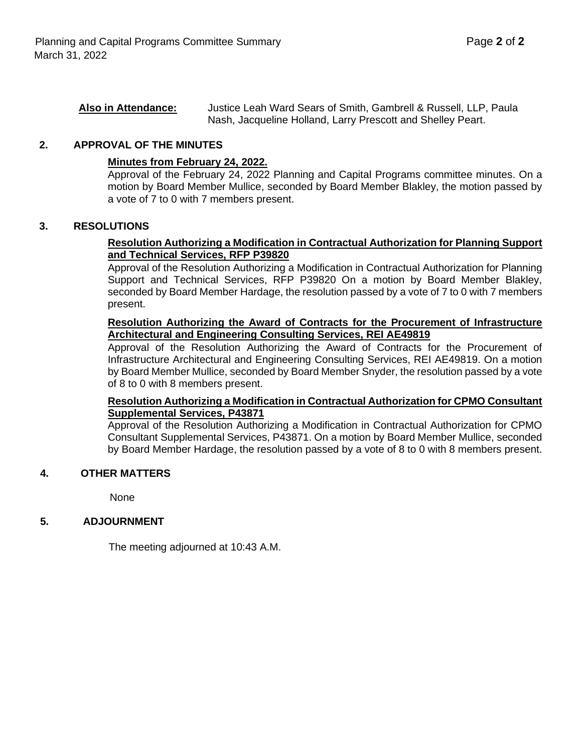**Also in Attendance:** Justice Leah Ward Sears of Smith, Gambrell & Russell, LLP, Paula Nash, Jacqueline Holland, Larry Prescott and Shelley Peart.

## 2. APPROVAL OF THE MINUTES

**Minutes from February 24, 2022.**

Approval of the February 24, 2022 Planning and Capital Programs committee minutes. On a motion by Board Member Mullice, seconded by Board Member Blakley, the motion passed by a vote of 7 to 0 with 7 members present.

## 3. RESOLUTIONS

**Resolution Authorizing a Modification in Contractual Authorization for Planning Support and Technical Services, RFP P39820**

Approval of the Resolution Authorizing a Modification in Contractual Authorization for Planning Support and Technical Services, RFP P39820 On a motion by Board Member Blakley, seconded by Board Member Hardage, the resolution passed by a vote of 7 to 0 with 7 members present.

**Resolution Authorizing the Award of Contracts for the Procurement of Infrastructure Architectural and Engineering Consulting Services, REI AE49819**

Approval of the Resolution Authorizing the Award of Contracts for the Procurement of Infrastructure Architectural and Engineering Consulting Services, REI AE49819. On a motion by Board Member Mullice, seconded by Board Member Snyder, the resolution passed by a vote of 8 to 0 with 8 members present.

**Resolution Authorizing a Modification in Contractual Authorization for CPMO Consultant Supplemental Services, P43871**

Approval of the Resolution Authorizing a Modification in Contractual Authorization for CPMO Consultant Supplemental Services, P43871. On a motion by Board Member Mullice, seconded by Board Member Hardage, the resolution passed by a vote of 8 to 0 with 8 members present.

## 4. OTHER MATTERS

None

## 5. ADJOURNMENT

The meeting adjourned at 10:43 A.M.